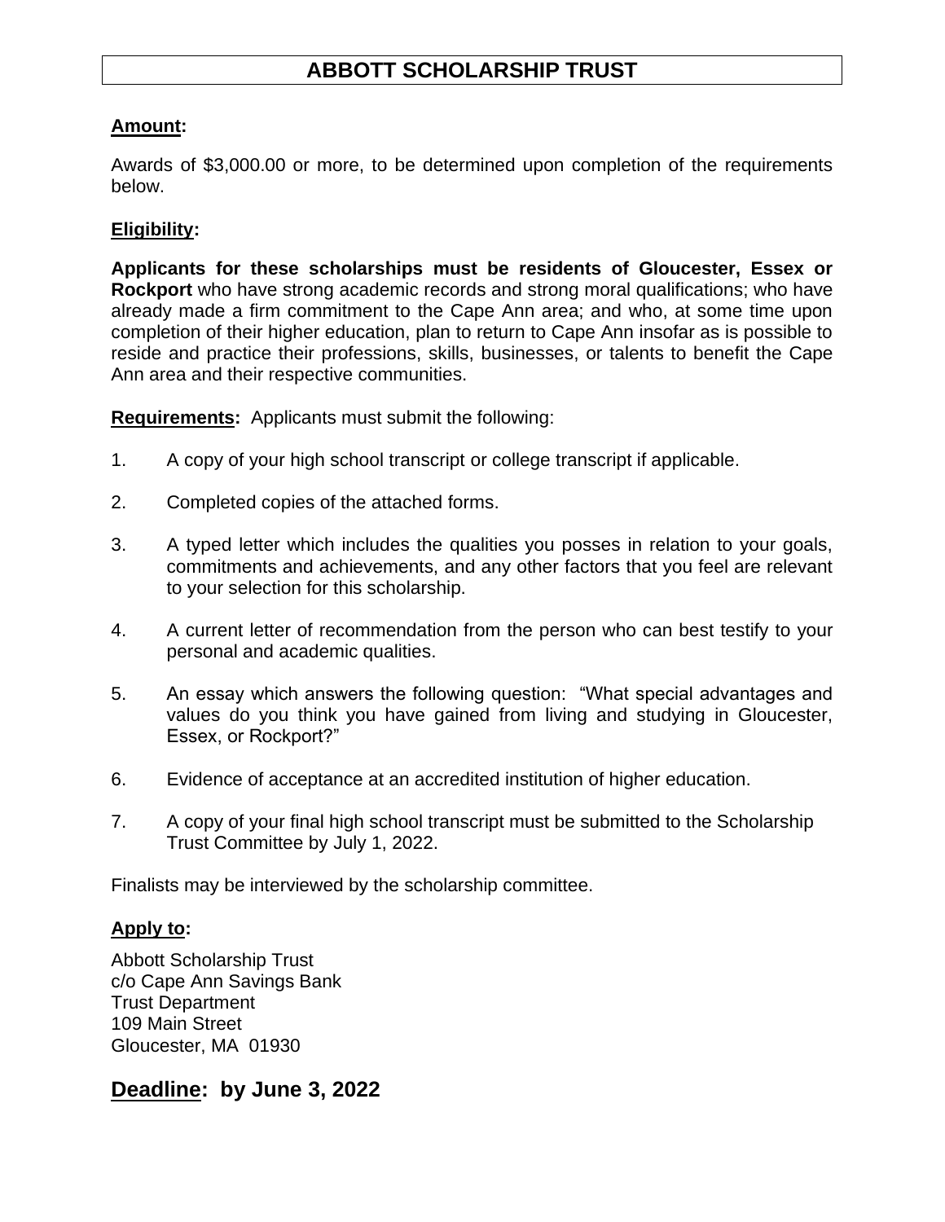# ABBOTT SCHOLARSHIP TRUST

**Amount:**

Awards of $3,000.00 or more, to be determined upon completion of the requirements below.

**Eligibility:**

**Applicants for these scholarships must be residents of Gloucester, Essex or Rockport** who have strong academic records and strong moral qualifications; who have already made a firm commitment to the Cape Ann area; and who, at some time upon completion of their higher education, plan to return to Cape Ann insofar as is possible to reside and practice their professions, skills, businesses, or talents to benefit the Cape Ann area and their respective communities.

**Requirements:** Applicants must submit the following:

1. A copy of your high school transcript or college transcript if applicable.
2. Completed copies of the attached forms.
3. A typed letter which includes the qualities you posses in relation to your goals, commitments and achievements, and any other factors that you feel are relevant to your selection for this scholarship.
4. A current letter of recommendation from the person who can best testify to your personal and academic qualities.
5. An essay which answers the following question: "What special advantages and values do you think you have gained from living and studying in Gloucester, Essex, or Rockport?"
6. Evidence of acceptance at an accredited institution of higher education.
7. A copy of your final high school transcript must be submitted to the Scholarship Trust Committee by July 1, 2022.

Finalists may be interviewed by the scholarship committee.

**Apply to:**

Abbott Scholarship Trust
c/o Cape Ann Savings Bank
Trust Department
109 Main Street
Gloucester, MA 01930

## Deadline: by June 3, 2022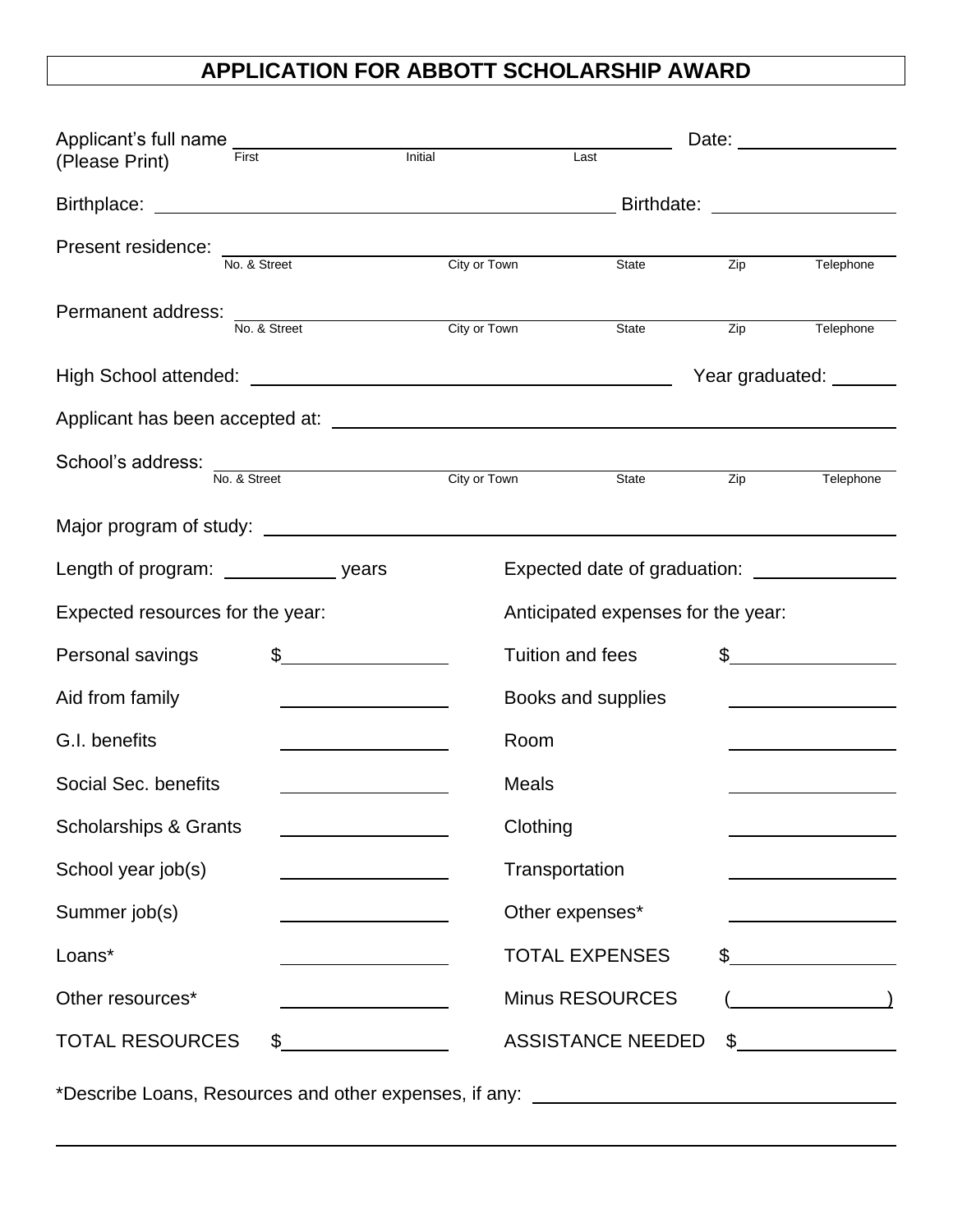# APPLICATION FOR ABBOTT SCHOLARSHIP AWARD

Applicant's full name ______________________________________________ Date: ______________
(Please Print) First Initial Last

Birthplace: ______________________________________________ Birthdate: ______________

Present residence: ______________________________________________
No. & Street City or Town State Zip Telephone

Permanent address: ______________________________________________
No. & Street City or Town State Zip Telephone

High School attended: ______________________________________________ Year graduated: ______

Applicant has been accepted at: ______________________________________________

School's address: ______________________________________________
No. & Street City or Town State Zip Telephone

Major program of study: ______________________________________________

Length of program: __________ years

Expected date of graduation: ______________

| Expected resources for the year: | | Anticipated expenses for the year: | |
|---|---|---|---|
| Personal savings | $__________ | Tuition and fees | $__________ |
| Aid from family | __________ | Books and supplies | __________ |
| G.I. benefits | __________ | Room | __________ |
| Social Sec. benefits | __________ | Meals | __________ |
| Scholarships & Grants | __________ | Clothing | __________ |
| School year job(s) | __________ | Transportation | __________ |
| Summer job(s) | __________ | Other expenses* | __________ |
| Loans* | __________ | TOTAL EXPENSES | $__________ |
| Other resources* | __________ | Minus RESOURCES | (__________) |
| TOTAL RESOURCES | $__________ | ASSISTANCE NEEDED | $__________ |

*Describe Loans, Resources and other expenses, if any: ______________________________________________

______________________________________________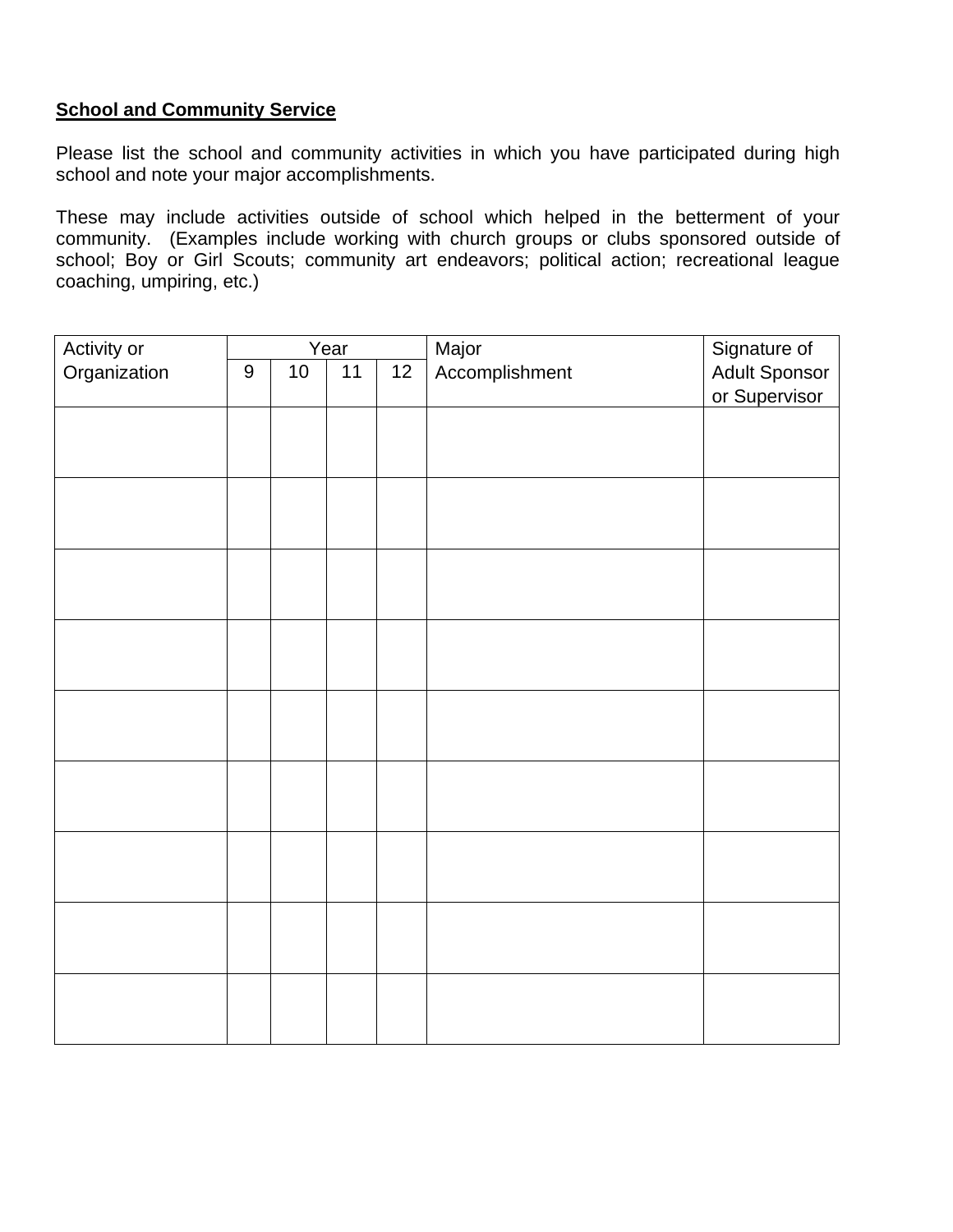**School and Community Service**

Please list the school and community activities in which you have participated during high school and note your major accomplishments.

These may include activities outside of school which helped in the betterment of your community. (Examples include working with church groups or clubs sponsored outside of school; Boy or Girl Scouts; community art endeavors; political action; recreational league coaching, umpiring, etc.)

| Activity or Organization | Year | | | | Major Accomplishment | Signature of Adult Sponsor or Supervisor |
|---|---|---|---|---|---|---|
| | 9 | 10 | 11 | 12 | | |
| | | | | | | |
| | | | | | | |
| | | | | | | |
| | | | | | | |
| | | | | | | |
| | | | | | | |
| | | | | | | |
| | | | | | | |
| | | | | | | |